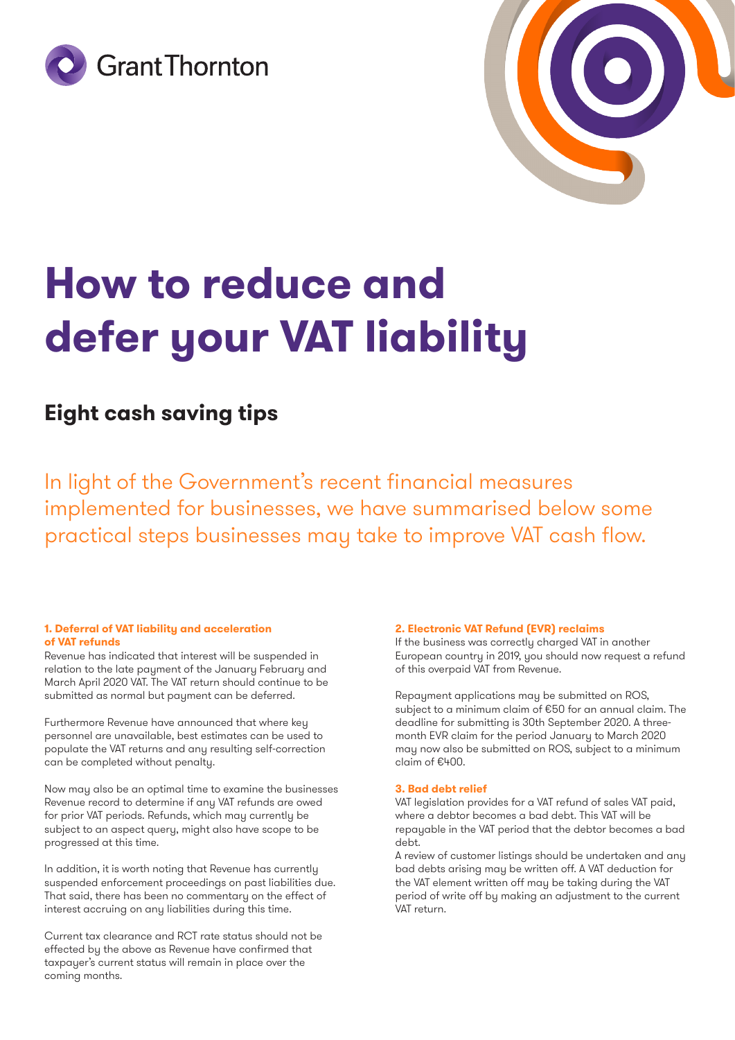Grant Thornton

# How to reduce and defer your VAT liability

## Eight cash saving tips

In light of the Government's recent financial measures implemented for businesses, we have summarised below some practical steps businesses may take to improve VAT cash flow.

**1. Deferral of VAT liability and acceleration of VAT refunds**

Revenue has indicated that interest will be suspended in relation to the late payment of the January February and March April 2020 VAT. The VAT return should continue to be submitted as normal but payment can be deferred.

Furthermore Revenue have announced that where key personnel are unavailable, best estimates can be used to populate the VAT returns and any resulting self-correction can be completed without penalty.

Now may also be an optimal time to examine the businesses Revenue record to determine if any VAT refunds are owed for prior VAT periods. Refunds, which may currently be subject to an aspect query, might also have scope to be progressed at this time.

In addition, it is worth noting that Revenue has currently suspended enforcement proceedings on past liabilities due. That said, there has been no commentary on the effect of interest accruing on any liabilities during this time.

Current tax clearance and RCT rate status should not be effected by the above as Revenue have confirmed that taxpayer's current status will remain in place over the coming months.

**2. Electronic VAT Refund (EVR) reclaims**

If the business was correctly charged VAT in another European country in 2019, you should now request a refund of this overpaid VAT from Revenue.

Repayment applications may be submitted on ROS, subject to a minimum claim of €50 for an annual claim. The deadline for submitting is 30th September 2020. A three-month EVR claim for the period January to March 2020 may now also be submitted on ROS, subject to a minimum claim of €400.

**3. Bad debt relief**

VAT legislation provides for a VAT refund of sales VAT paid, where a debtor becomes a bad debt. This VAT will be repayable in the VAT period that the debtor becomes a bad debt.

A review of customer listings should be undertaken and any bad debts arising may be written off. A VAT deduction for the VAT element written off may be taking during the VAT period of write off by making an adjustment to the current VAT return.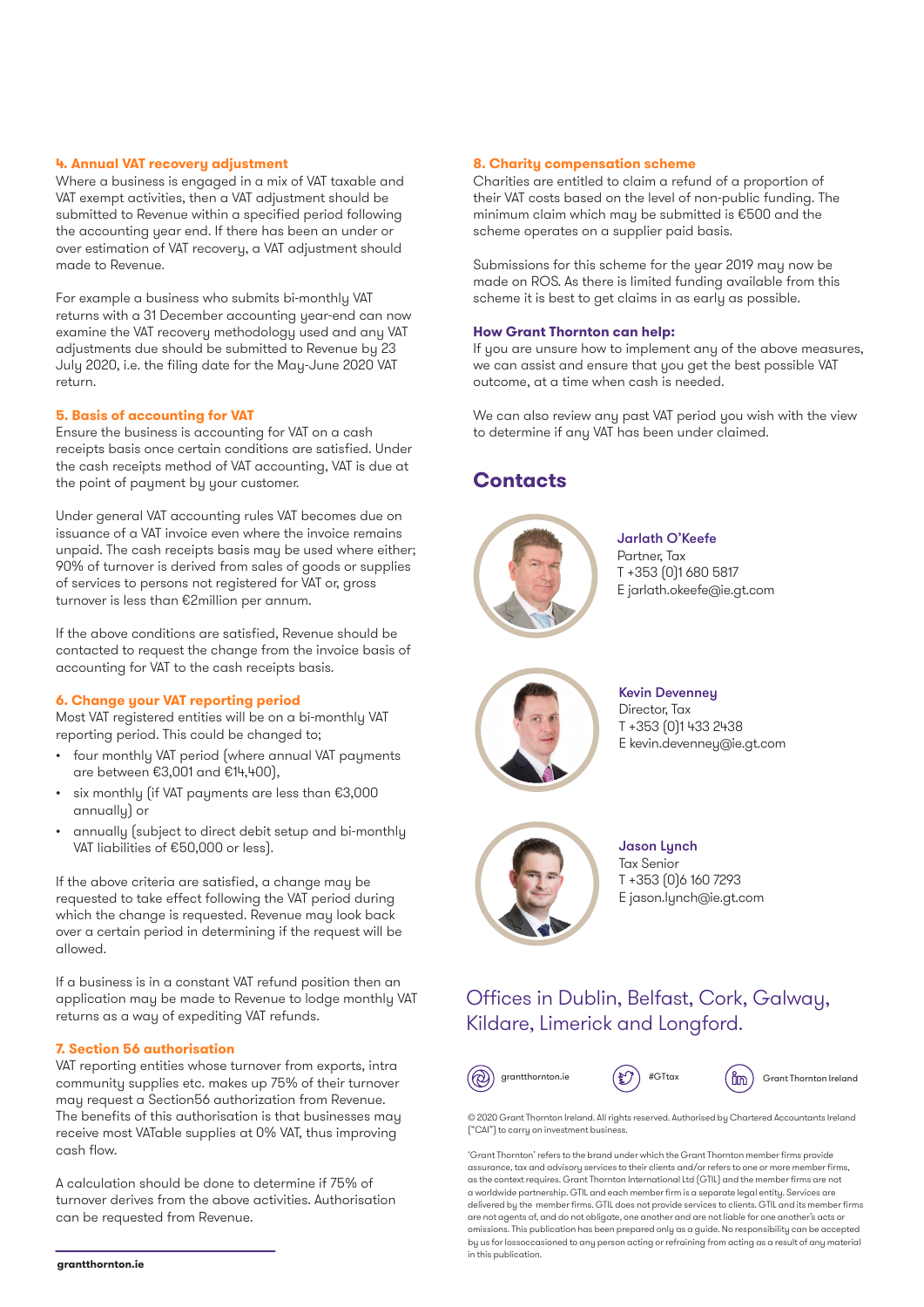### 4. Annual VAT recovery adjustment

Where a business is engaged in a mix of VAT taxable and VAT exempt activities, then a VAT adjustment should be submitted to Revenue within a specified period following the accounting year end. If there has been an under or over estimation of VAT recovery, a VAT adjustment should made to Revenue.

For example a business who submits bi-monthly VAT returns with a 31 December accounting year-end can now examine the VAT recovery methodology used and any VAT adjustments due should be submitted to Revenue by 23 July 2020, i.e. the filing date for the May-June 2020 VAT return.

### 5. Basis of accounting for VAT

Ensure the business is accounting for VAT on a cash receipts basis once certain conditions are satisfied. Under the cash receipts method of VAT accounting, VAT is due at the point of payment by your customer.

Under general VAT accounting rules VAT becomes due on issuance of a VAT invoice even where the invoice remains unpaid. The cash receipts basis may be used where either; 90% of turnover is derived from sales of goods or supplies of services to persons not registered for VAT or, gross turnover is less than €2million per annum.

If the above conditions are satisfied, Revenue should be contacted to request the change from the invoice basis of accounting for VAT to the cash receipts basis.

### 6. Change your VAT reporting period

Most VAT registered entities will be on a bi-monthly VAT reporting period. This could be changed to;

- four monthly VAT period (where annual VAT payments are between €3,001 and €14,400),
- six monthly (if VAT payments are less than €3,000 annually) or
- annually (subject to direct debit setup and bi-monthly VAT liabilities of €50,000 or less).

If the above criteria are satisfied, a change may be requested to take effect following the VAT period during which the change is requested. Revenue may look back over a certain period in determining if the request will be allowed.

If a business is in a constant VAT refund position then an application may be made to Revenue to lodge monthly VAT returns as a way of expediting VAT refunds.

### 7. Section 56 authorisation

VAT reporting entities whose turnover from exports, intra community supplies etc. makes up 75% of their turnover may request a Section56 authorization from Revenue. The benefits of this authorisation is that businesses may receive most VATable supplies at 0% VAT, thus improving cash flow.

A calculation should be done to determine if 75% of turnover derives from the above activities. Authorisation can be requested from Revenue.

### 8. Charity compensation scheme

Charities are entitled to claim a refund of a proportion of their VAT costs based on the level of non-public funding. The minimum claim which may be submitted is €500 and the scheme operates on a supplier paid basis.

Submissions for this scheme for the year 2019 may now be made on ROS. As there is limited funding available from this scheme it is best to get claims in as early as possible.

### How Grant Thornton can help:

If you are unsure how to implement any of the above measures, we can assist and ensure that you get the best possible VAT outcome, at a time when cash is needed.

We can also review any past VAT period you wish with the view to determine if any VAT has been under claimed.

## Contacts

**Jarlath O'Keefe**
Partner, Tax
T +353 (0)1 680 5817
E jarlath.okeefe@ie.gt.com

**Kevin Devenney**
Director, Tax
T +353 (0)1 433 2438
E kevin.devenney@ie.gt.com

**Jason Lynch**
Tax Senior
T +353 (0)6 160 7293
E jason.lynch@ie.gt.com

Offices in Dublin, Belfast, Cork, Galway, Kildare, Limerick and Longford.

grantthornton.ie #GTtax Grant Thornton Ireland

© 2020 Grant Thornton Ireland. All rights reserved. Authorised by Chartered Accountants Ireland ("CAI") to carry on investment business.

'Grant Thornton' refers to the brand under which the Grant Thornton member firms provide assurance, tax and advisory services to their clients and/or refers to one or more member firms, as the context requires. Grant Thornton International Ltd (GTIL) and the member firms are not a worldwide partnership. GTIL and each member firm is a separate legal entity. Services are delivered by the member firms. GTIL does not provide services to clients. GTIL and its member firms are not agents of, and do not obligate, one another and are not liable for one another's acts or omissions. This publication has been prepared only as a guide. No responsibility can be accepted by us for lossoccasioned to any person acting or refraining from acting as a result of any material in this publication.

grantthornton.ie